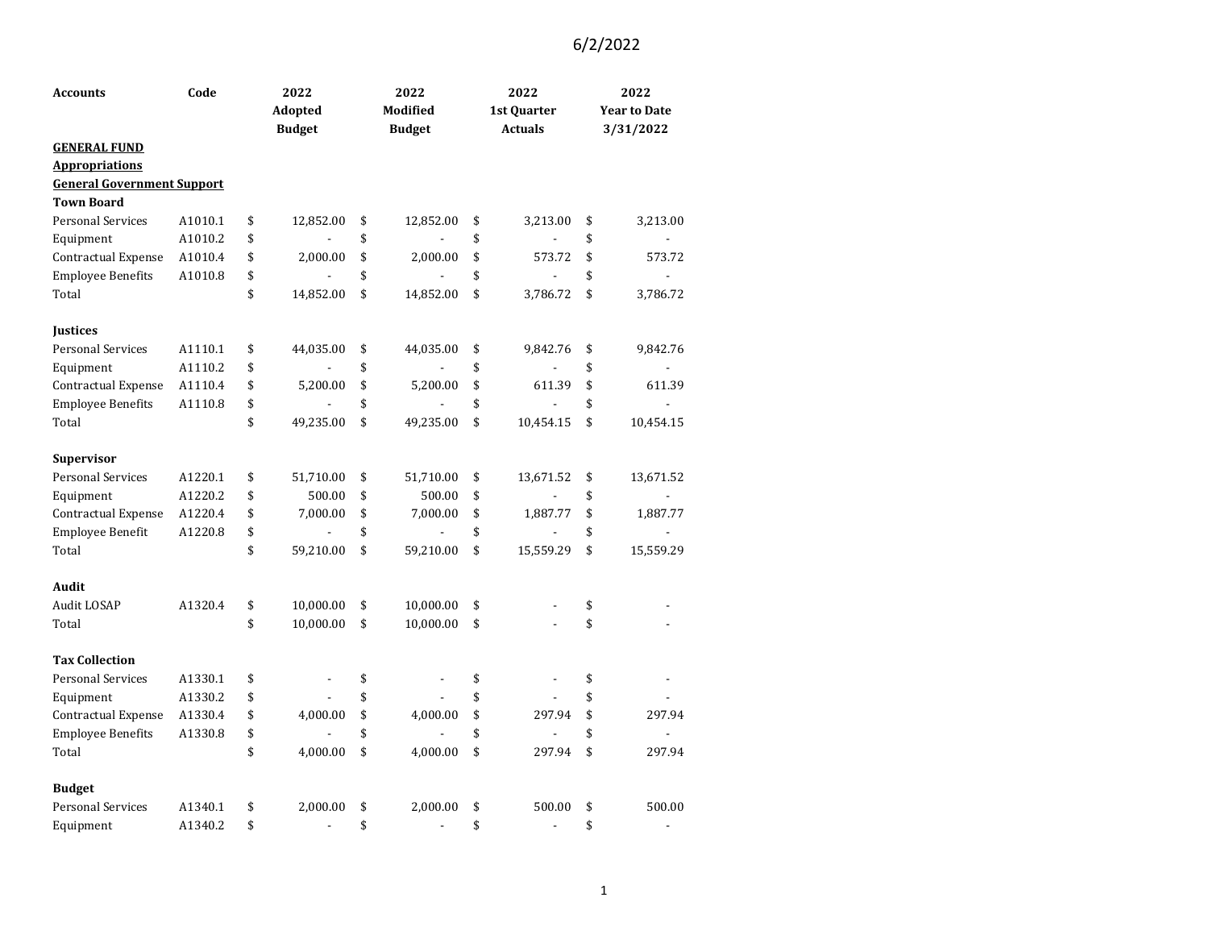6/2/2022

| Accounts | Code | 2022 Adopted Budget | 2022 Modified Budget | 2022 1st Quarter Actuals | 2022 Year to Date 3/31/2022 |
|---|---|---|---|---|---|
| **GENERAL FUND** | | | | | |
| **Appropriations** | | | | | |
| **General Government Support** | | | | | |
| **Town Board** | | | | | |
| Personal Services | A1010.1 | $ 12,852.00 | $ 12,852.00 | $ 3,213.00 | $ 3,213.00 |
| Equipment | A1010.2 | $ - | $ - | $ - | $ - |
| Contractual Expense | A1010.4 | $ 2,000.00 | $ 2,000.00 | $ 573.72 | $ 573.72 |
| Employee Benefits | A1010.8 | $ - | $ - | $ - | $ - |
| Total | | $ 14,852.00 | $ 14,852.00 | $ 3,786.72 | $ 3,786.72 |
| | | | | | |
| **Justices** | | | | | |
| Personal Services | A1110.1 | $ 44,035.00 | $ 44,035.00 | $ 9,842.76 | $ 9,842.76 |
| Equipment | A1110.2 | $ - | $ - | $ - | $ - |
| Contractual Expense | A1110.4 | $ 5,200.00 | $ 5,200.00 | $ 611.39 | $ 611.39 |
| Employee Benefits | A1110.8 | $ - | $ - | $ - | $ - |
| Total | | $ 49,235.00 | $ 49,235.00 | $ 10,454.15 | $ 10,454.15 |
| | | | | | |
| **Supervisor** | | | | | |
| Personal Services | A1220.1 | $ 51,710.00 | $ 51,710.00 | $ 13,671.52 | $ 13,671.52 |
| Equipment | A1220.2 | $ 500.00 | $ 500.00 | $ - | $ - |
| Contractual Expense | A1220.4 | $ 7,000.00 | $ 7,000.00 | $ 1,887.77 | $ 1,887.77 |
| Employee Benefit | A1220.8 | $ - | $ - | $ - | $ - |
| Total | | $ 59,210.00 | $ 59,210.00 | $ 15,559.29 | $ 15,559.29 |
| | | | | | |
| **Audit** | | | | | |
| Audit LOSAP | A1320.4 | $ 10,000.00 | $ 10,000.00 | $ - | $ - |
| Total | | $ 10,000.00 | $ 10,000.00 | $ - | $ - |
| | | | | | |
| **Tax Collection** | | | | | |
| Personal Services | A1330.1 | $ - | $ - | $ - | $ - |
| Equipment | A1330.2 | $ - | $ - | $ - | $ - |
| Contractual Expense | A1330.4 | $ 4,000.00 | $ 4,000.00 | $ 297.94 | $ 297.94 |
| Employee Benefits | A1330.8 | $ - | $ - | $ - | $ - |
| Total | | $ 4,000.00 | $ 4,000.00 | $ 297.94 | $ 297.94 |
| | | | | | |
| **Budget** | | | | | |
| Personal Services | A1340.1 | $ 2,000.00 | $ 2,000.00 | $ 500.00 | $ 500.00 |
| Equipment | A1340.2 | $ - | $ - | $ - | $ - |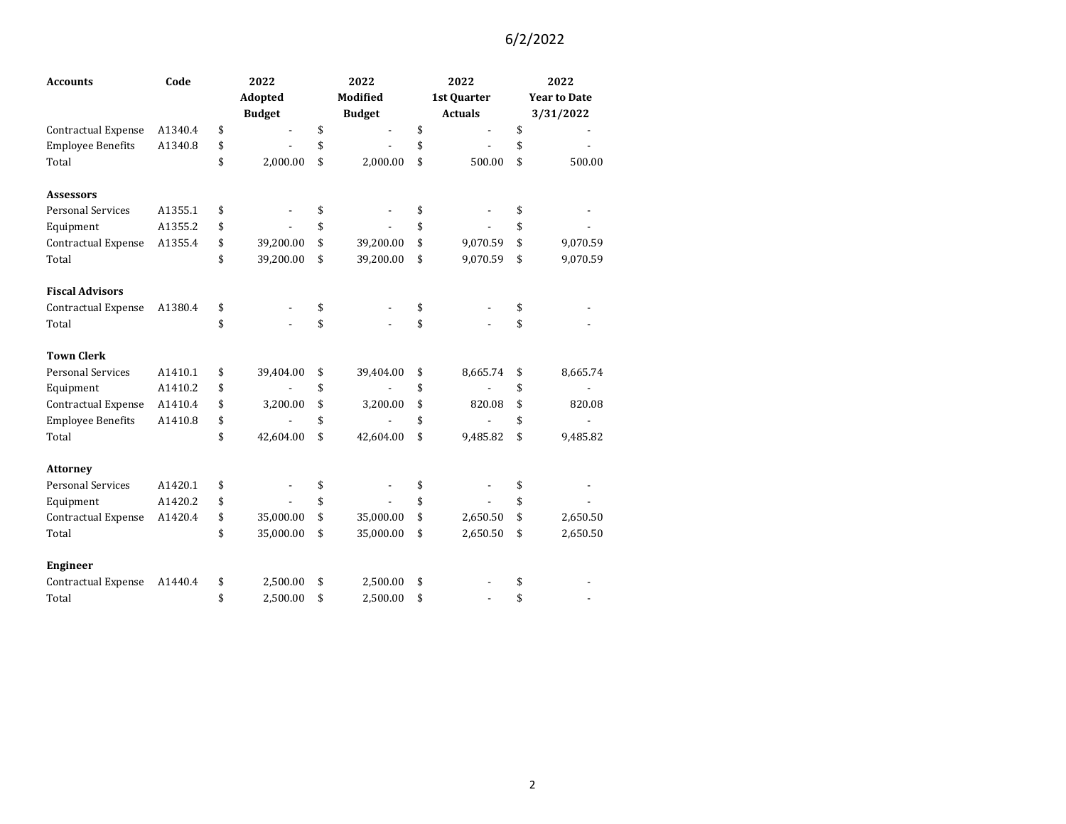6/2/2022

| Accounts | Code | 2022 Adopted Budget | 2022 Modified Budget | 2022 1st Quarter Actuals | 2022 Year to Date 3/31/2022 |
|---|---|---|---|---|---|
| Contractual Expense | A1340.4 | $ - | $ - | $ - | $ - |
| Employee Benefits | A1340.8 | $ - | $ - | $ - | $ - |
| Total | | $ 2,000.00 | $ 2,000.00 | $ 500.00 | $ 500.00 |
| | | | | | |
| **Assessors** | | | | | |
| Personal Services | A1355.1 | $ - | $ - | $ - | $ - |
| Equipment | A1355.2 | $ - | $ - | $ - | $ - |
| Contractual Expense | A1355.4 | $ 39,200.00 | $ 39,200.00 | $ 9,070.59 | $ 9,070.59 |
| Total | | $ 39,200.00 | $ 39,200.00 | $ 9,070.59 | $ 9,070.59 |
| | | | | | |
| **Fiscal Advisors** | | | | | |
| Contractual Expense | A1380.4 | $ - | $ - | $ - | $ - |
| Total | | $ - | $ - | $ - | $ - |
| | | | | | |
| **Town Clerk** | | | | | |
| Personal Services | A1410.1 | $ 39,404.00 | $ 39,404.00 | $ 8,665.74 | $ 8,665.74 |
| Equipment | A1410.2 | $ - | $ - | $ - | $ - |
| Contractual Expense | A1410.4 | $ 3,200.00 | $ 3,200.00 | $ 820.08 | $ 820.08 |
| Employee Benefits | A1410.8 | $ - | $ - | $ - | $ - |
| Total | | $ 42,604.00 | $ 42,604.00 | $ 9,485.82 | $ 9,485.82 |
| | | | | | |
| **Attorney** | | | | | |
| Personal Services | A1420.1 | $ - | $ - | $ - | $ - |
| Equipment | A1420.2 | $ - | $ - | $ - | $ - |
| Contractual Expense | A1420.4 | $ 35,000.00 | $ 35,000.00 | $ 2,650.50 | $ 2,650.50 |
| Total | | $ 35,000.00 | $ 35,000.00 | $ 2,650.50 | $ 2,650.50 |
| | | | | | |
| **Engineer** | | | | | |
| Contractual Expense | A1440.4 | $ 2,500.00 | $ 2,500.00 | $ - | $ - |
| Total | | $ 2,500.00 | $ 2,500.00 | $ - | $ - |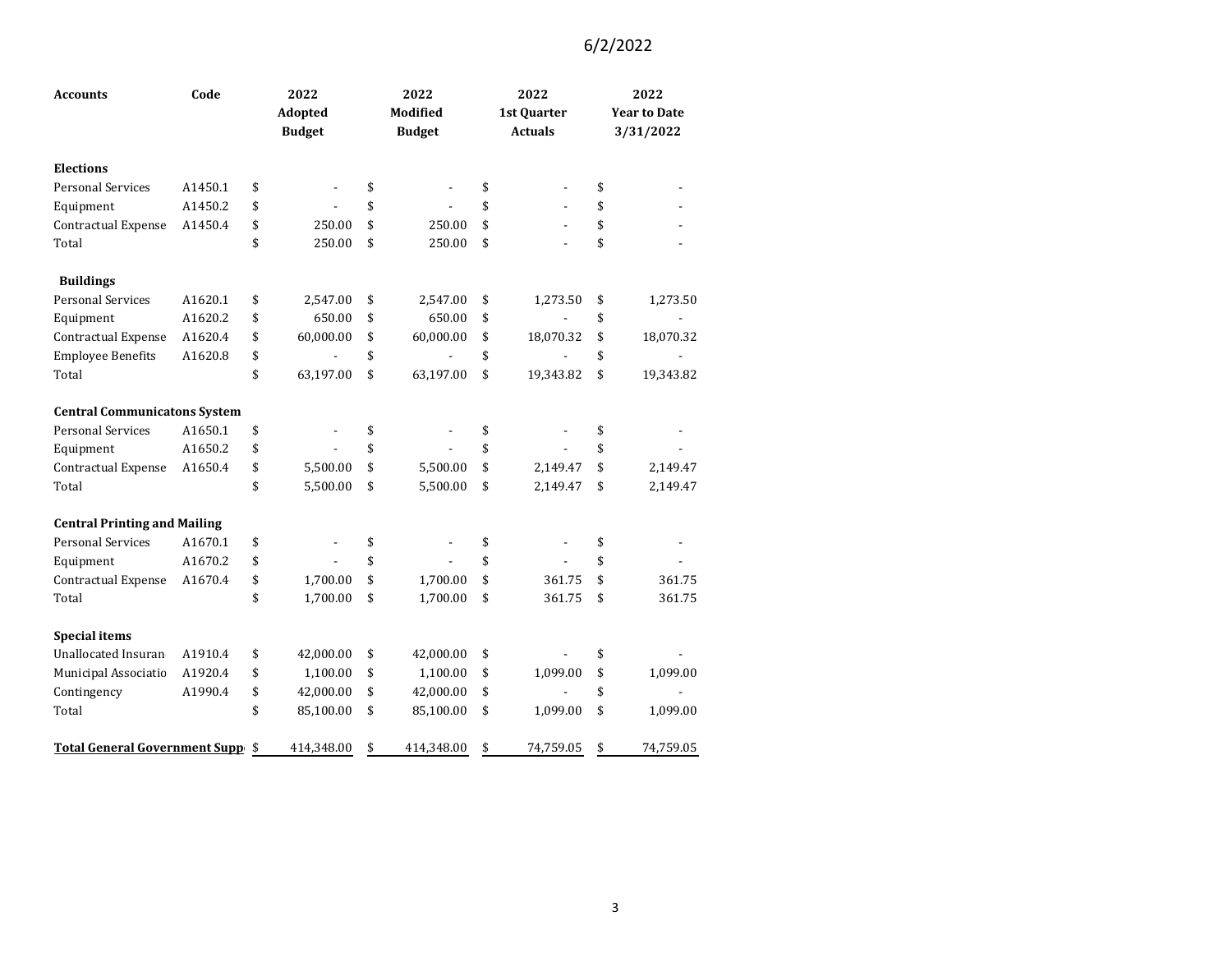6/2/2022

| Accounts | Code | 2022 Adopted Budget | 2022 Modified Budget | 2022 1st Quarter Actuals | 2022 Year to Date 3/31/2022 |
|---|---|---|---|---|---|
| **Elections** | | | | | |
| Personal Services | A1450.1 | $ - | $ - | $ - | $ - |
| Equipment | A1450.2 | $ - | $ - | $ - | $ - |
| Contractual Expense | A1450.4 | $ 250.00 | $ 250.00 | $ - | $ - |
| Total | | $ 250.00 | $ 250.00 | $ - | $ - |
| **Buildings** | | | | | |
| Personal Services | A1620.1 | $ 2,547.00 | $ 2,547.00 | $ 1,273.50 | $ 1,273.50 |
| Equipment | A1620.2 | $ 650.00 | $ 650.00 | $ - | $ - |
| Contractual Expense | A1620.4 | $ 60,000.00 | $ 60,000.00 | $ 18,070.32 | $ 18,070.32 |
| Employee Benefits | A1620.8 | $ - | $ - | $ - | $ - |
| Total | | $ 63,197.00 | $ 63,197.00 | $ 19,343.82 | $ 19,343.82 |
| **Central Communicatons System** | | | | | |
| Personal Services | A1650.1 | $ - | $ - | $ - | $ - |
| Equipment | A1650.2 | $ - | $ - | $ - | $ - |
| Contractual Expense | A1650.4 | $ 5,500.00 | $ 5,500.00 | $ 2,149.47 | $ 2,149.47 |
| Total | | $ 5,500.00 | $ 5,500.00 | $ 2,149.47 | $ 2,149.47 |
| **Central Printing and Mailing** | | | | | |
| Personal Services | A1670.1 | $ - | $ - | $ - | $ - |
| Equipment | A1670.2 | $ - | $ - | $ - | $ - |
| Contractual Expense | A1670.4 | $ 1,700.00 | $ 1,700.00 | $ 361.75 | $ 361.75 |
| Total | | $ 1,700.00 | $ 1,700.00 | $ 361.75 | $ 361.75 |
| **Special items** | | | | | |
| Unallocated Insuran | A1910.4 | $ 42,000.00 | $ 42,000.00 | $ - | $ - |
| Municipal Associatio | A1920.4 | $ 1,100.00 | $ 1,100.00 | $ 1,099.00 | $ 1,099.00 |
| Contingency | A1990.4 | $ 42,000.00 | $ 42,000.00 | $ - | $ - |
| Total | | $ 85,100.00 | $ 85,100.00 | $ 1,099.00 | $ 1,099.00 |
| **Total General Government Supp** | | $ 414,348.00 | $ 414,348.00 | $ 74,759.05 | $ 74,759.05 |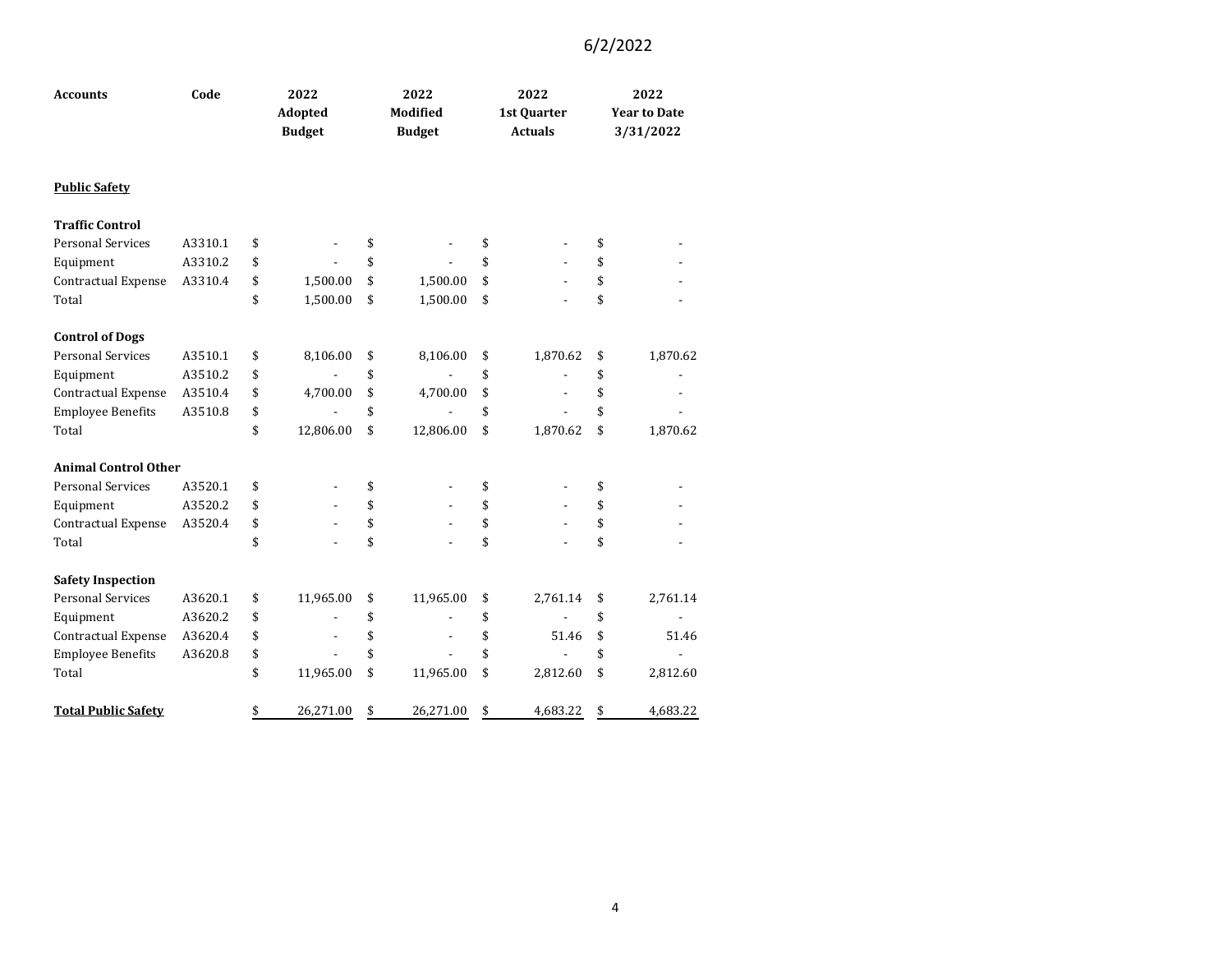6/2/2022

| Accounts | Code | 2022 Adopted Budget | 2022 Modified Budget | 2022 1st Quarter Actuals | 2022 Year to Date 3/31/2022 |
|---|---|---|---|---|---|
| **Public Safety** | | | | | |
| **Traffic Control** | | | | | |
| Personal Services | A3310.1 | $ - | $ - | $ - | $ - |
| Equipment | A3310.2 | $ - | $ - | $ - | $ - |
| Contractual Expense | A3310.4 | $ 1,500.00 | $ 1,500.00 | $ - | $ - |
| Total | | $ 1,500.00 | $ 1,500.00 | $ - | $ - |
| **Control of Dogs** | | | | | |
| Personal Services | A3510.1 | $ 8,106.00 | $ 8,106.00 | $ 1,870.62 | $ 1,870.62 |
| Equipment | A3510.2 | $ - | $ - | $ - | $ - |
| Contractual Expense | A3510.4 | $ 4,700.00 | $ 4,700.00 | $ - | $ - |
| Employee Benefits | A3510.8 | $ - | $ - | $ - | $ - |
| Total | | $ 12,806.00 | $ 12,806.00 | $ 1,870.62 | $ 1,870.62 |
| **Animal Control Other** | | | | | |
| Personal Services | A3520.1 | $ - | $ - | $ - | $ - |
| Equipment | A3520.2 | $ - | $ - | $ - | $ - |
| Contractual Expense | A3520.4 | $ - | $ - | $ - | $ - |
| Total | | $ - | $ - | $ - | $ - |
| **Safety Inspection** | | | | | |
| Personal Services | A3620.1 | $ 11,965.00 | $ 11,965.00 | $ 2,761.14 | $ 2,761.14 |
| Equipment | A3620.2 | $ - | $ - | $ - | $ - |
| Contractual Expense | A3620.4 | $ - | $ - | $ 51.46 | $ 51.46 |
| Employee Benefits | A3620.8 | $ - | $ - | $ - | $ - |
| Total | | $ 11,965.00 | $ 11,965.00 | $ 2,812.60 | $ 2,812.60 |
| **Total Public Safety** | | $ 26,271.00 | $ 26,271.00 | $ 4,683.22 | $ 4,683.22 |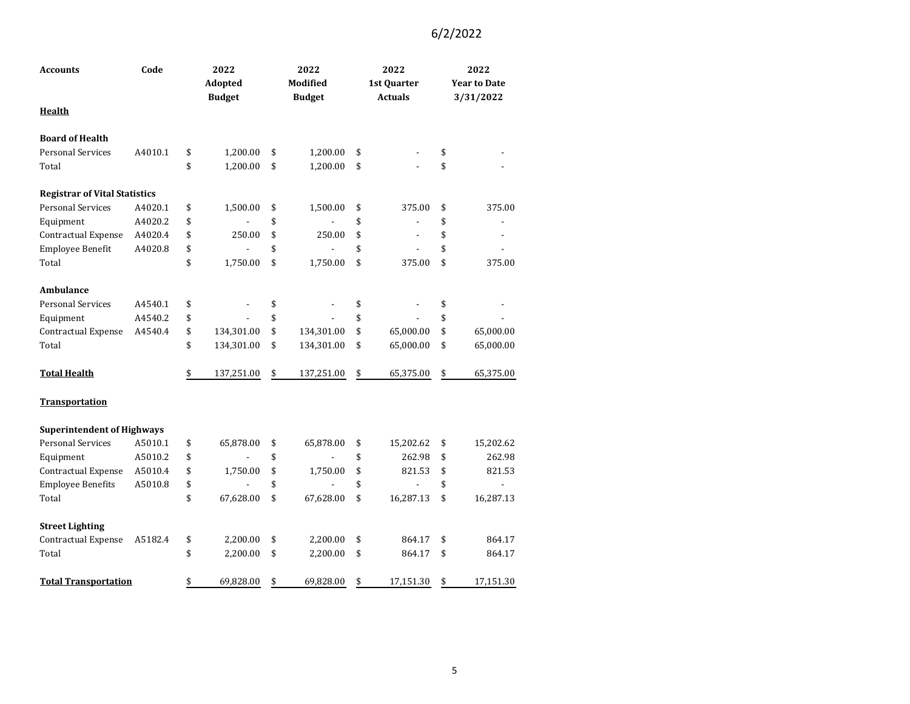6/2/2022

| Accounts | Code | 2022 Adopted Budget | 2022 Modified Budget | 2022 1st Quarter Actuals | 2022 Year to Date 3/31/2022 |
|---|---|---|---|---|---|
| **Health** | | | | | |
| | | | | | |
| **Board of Health** | | | | | |
| Personal Services | A4010.1 | $ 1,200.00 | $ 1,200.00 | $ - | $ - |
| Total | | $ 1,200.00 | $ 1,200.00 | $ - | $ - |
| | | | | | |
| **Registrar of Vital Statistics** | | | | | |
| Personal Services | A4020.1 | $ 1,500.00 | $ 1,500.00 | $ 375.00 | $ 375.00 |
| Equipment | A4020.2 | $ - | $ - | $ - | $ - |
| Contractual Expense | A4020.4 | $ 250.00 | $ 250.00 | $ - | $ - |
| Employee Benefit | A4020.8 | $ - | $ - | $ - | $ - |
| Total | | $ 1,750.00 | $ 1,750.00 | $ 375.00 | $ 375.00 |
| | | | | | |
| **Ambulance** | | | | | |
| Personal Services | A4540.1 | $ - | $ - | $ - | $ - |
| Equipment | A4540.2 | $ - | $ - | $ - | $ - |
| Contractual Expense | A4540.4 | $ 134,301.00 | $ 134,301.00 | $ 65,000.00 | $ 65,000.00 |
| Total | | $ 134,301.00 | $ 134,301.00 | $ 65,000.00 | $ 65,000.00 |
| | | | | | |
| **Total Health** | | $ 137,251.00 | $ 137,251.00 | $ 65,375.00 | $ 65,375.00 |
| | | | | | |
| **Transportation** | | | | | |
| | | | | | |
| **Superintendent of Highways** | | | | | |
| Personal Services | A5010.1 | $ 65,878.00 | $ 65,878.00 | $ 15,202.62 | $ 15,202.62 |
| Equipment | A5010.2 | $ - | $ - | $ 262.98 | $ 262.98 |
| Contractual Expense | A5010.4 | $ 1,750.00 | $ 1,750.00 | $ 821.53 | $ 821.53 |
| Employee Benefits | A5010.8 | $ - | $ - | $ - | $ - |
| Total | | $ 67,628.00 | $ 67,628.00 | $ 16,287.13 | $ 16,287.13 |
| | | | | | |
| **Street Lighting** | | | | | |
| Contractual Expense | A5182.4 | $ 2,200.00 | $ 2,200.00 | $ 864.17 | $ 864.17 |
| Total | | $ 2,200.00 | $ 2,200.00 | $ 864.17 | $ 864.17 |
| | | | | | |
| **Total Transportation** | | $ 69,828.00 | $ 69,828.00 | $ 17,151.30 | $ 17,151.30 |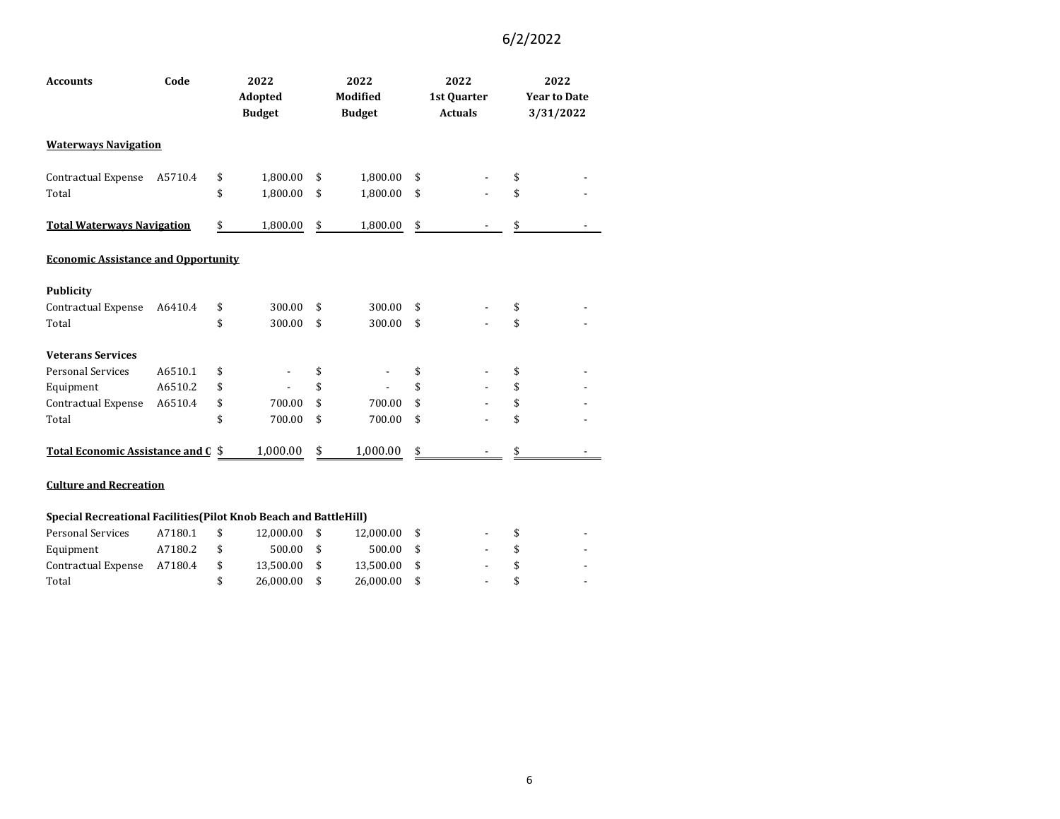6/2/2022

| Accounts | Code | 2022 Adopted Budget | 2022 Modified Budget | 2022 1st Quarter Actuals | 2022 Year to Date 3/31/2022 |
|---|---|---|---|---|---|
| **Waterways Navigation** | | | | | |
| Contractual Expense | A5710.4 | $ 1,800.00 | $ 1,800.00 | $ - | $ - |
| Total | | $ 1,800.00 | $ 1,800.00 | $ - | $ - |
| **Total Waterways Navigation** | | $ 1,800.00 | $ 1,800.00 | $ - | $ - |
| **Economic Assistance and Opportunity** | | | | | |
| **Publicity** | | | | | |
| Contractual Expense | A6410.4 | $ 300.00 | $ 300.00 | $ - | $ - |
| Total | | $ 300.00 | $ 300.00 | $ - | $ - |
| **Veterans Services** | | | | | |
| Personal Services | A6510.1 | $ - | $ - | $ - | $ - |
| Equipment | A6510.2 | $ - | $ - | $ - | $ - |
| Contractual Expense | A6510.4 | $ 700.00 | $ 700.00 | $ - | $ - |
| Total | | $ 700.00 | $ 700.00 | $ - | $ - |
| **Total Economic Assistance and C** | | $ 1,000.00 | $ 1,000.00 | $ - | $ - |
| **Culture and Recreation** | | | | | |
| **Special Recreational Facilities(Pilot Knob Beach and BattleHill)** | | | | | |
| Personal Services | A7180.1 | $ 12,000.00 | $ 12,000.00 | $ - | $ - |
| Equipment | A7180.2 | $ 500.00 | $ 500.00 | $ - | $ - |
| Contractual Expense | A7180.4 | $ 13,500.00 | $ 13,500.00 | $ - | $ - |
| Total | | $ 26,000.00 | $ 26,000.00 | $ - | $ - |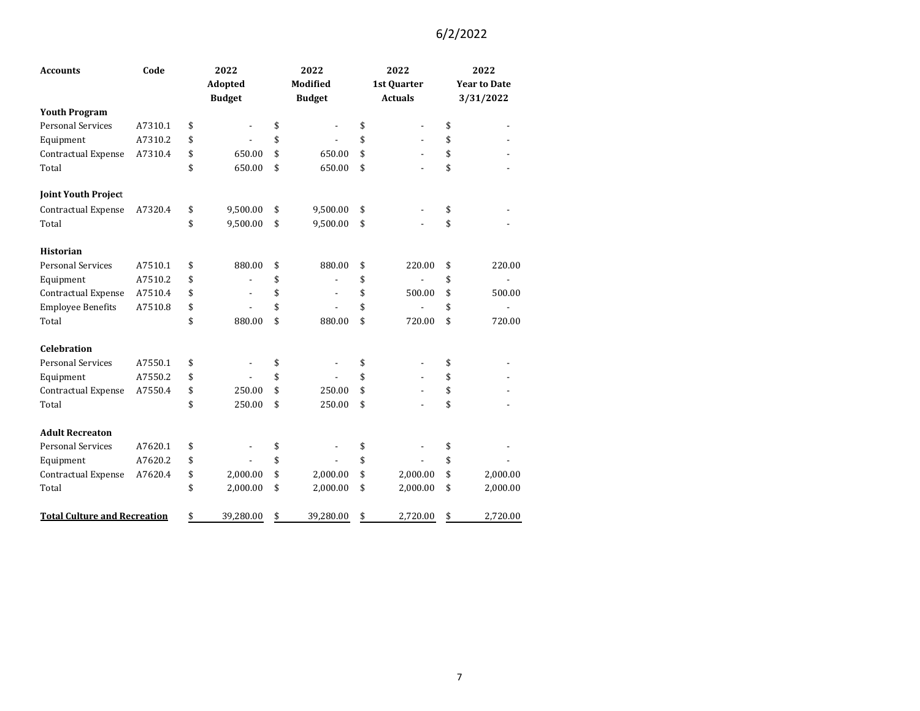| Accounts | Code | 2022 Adopted Budget | 2022 Modified Budget | 2022 1st Quarter Actuals | 2022 Year to Date 3/31/2022 |
|---|---|---|---|---|---|
| **Youth Program** | | | | | |
| Personal Services | A7310.1 | $ - | $ - | $ - | $ - |
| Equipment | A7310.2 | $ - | $ - | $ - | $ - |
| Contractual Expense | A7310.4 | $ 650.00 | $ 650.00 | $ - | $ - |
| Total | | $ 650.00 | $ 650.00 | $ - | $ - |
| | | | | | |
| **Joint Youth Project** | | | | | |
| Contractual Expense | A7320.4 | $ 9,500.00 | $ 9,500.00 | $ - | $ - |
| Total | | $ 9,500.00 | $ 9,500.00 | $ - | $ - |
| | | | | | |
| **Historian** | | | | | |
| Personal Services | A7510.1 | $ 880.00 | $ 880.00 | $ 220.00 | $ 220.00 |
| Equipment | A7510.2 | $ - | $ - | $ - | $ - |
| Contractual Expense | A7510.4 | $ - | $ - | $ 500.00 | $ 500.00 |
| Employee Benefits | A7510.8 | $ - | $ - | $ - | $ - |
| Total | | $ 880.00 | $ 880.00 | $ 720.00 | $ 720.00 |
| | | | | | |
| **Celebration** | | | | | |
| Personal Services | A7550.1 | $ - | $ - | $ - | $ - |
| Equipment | A7550.2 | $ - | $ - | $ - | $ - |
| Contractual Expense | A7550.4 | $ 250.00 | $ 250.00 | $ - | $ - |
| Total | | $ 250.00 | $ 250.00 | $ - | $ - |
| | | | | | |
| **Adult Recreaton** | | | | | |
| Personal Services | A7620.1 | $ - | $ - | $ - | $ - |
| Equipment | A7620.2 | $ - | $ - | $ - | $ - |
| Contractual Expense | A7620.4 | $ 2,000.00 | $ 2,000.00 | $ 2,000.00 | $ 2,000.00 |
| Total | | $ 2,000.00 | $ 2,000.00 | $ 2,000.00 | $ 2,000.00 |
| | | | | | |
| **Total Culture and Recreation** | | $ 39,280.00 | $ 39,280.00 | $ 2,720.00 | $ 2,720.00 |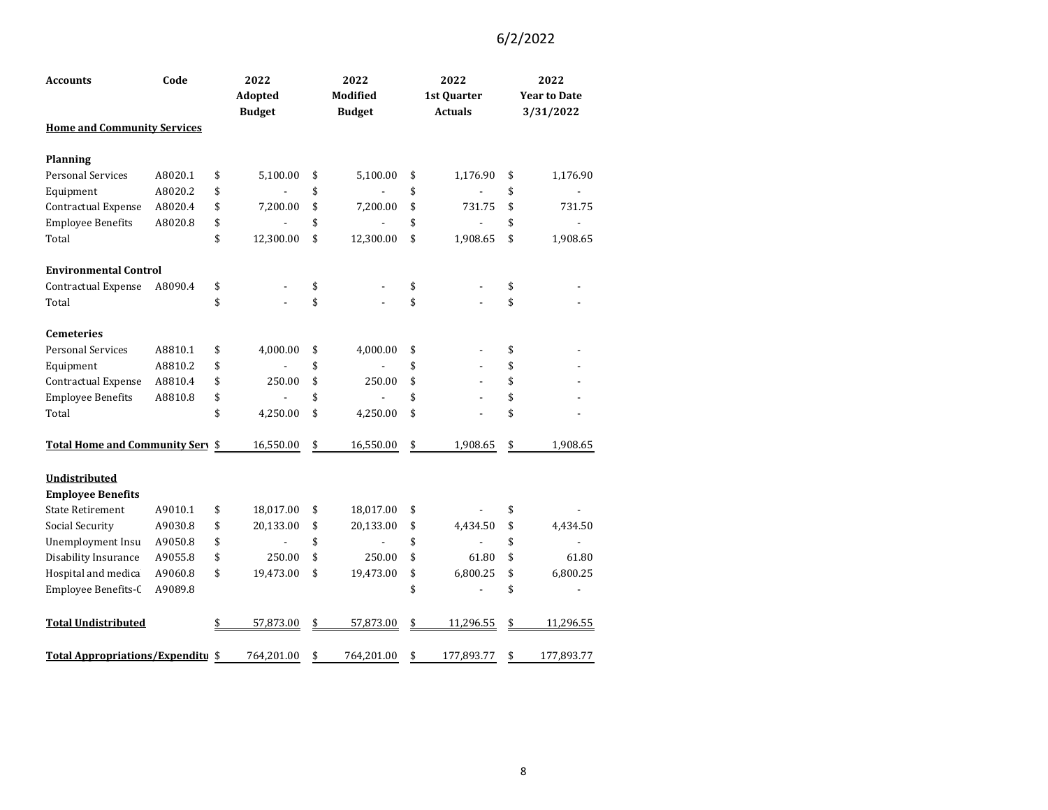6/2/2022

| Accounts | Code | 2022 Adopted Budget | 2022 Modified Budget | 2022 1st Quarter Actuals | 2022 Year to Date 3/31/2022 |
|---|---|---|---|---|---|
| **Home and Community Services** | | | | | |
| | | | | | |
| **Planning** | | | | | |
| Personal Services | A8020.1 | $ 5,100.00 | $ 5,100.00 | $ 1,176.90 | $ 1,176.90 |
| Equipment | A8020.2 | $ - | $ - | $ - | $ - |
| Contractual Expense | A8020.4 | $ 7,200.00 | $ 7,200.00 | $ 731.75 | $ 731.75 |
| Employee Benefits | A8020.8 | $ - | $ - | $ - | $ - |
| Total | | $ 12,300.00 | $ 12,300.00 | $ 1,908.65 | $ 1,908.65 |
| | | | | | |
| **Environmental Control** | | | | | |
| Contractual Expense | A8090.4 | $ - | $ - | $ - | $ - |
| Total | | $ - | $ - | $ - | $ - |
| | | | | | |
| **Cemeteries** | | | | | |
| Personal Services | A8810.1 | $ 4,000.00 | $ 4,000.00 | $ - | $ - |
| Equipment | A8810.2 | $ - | $ - | $ - | $ - |
| Contractual Expense | A8810.4 | $ 250.00 | $ 250.00 | $ - | $ - |
| Employee Benefits | A8810.8 | $ - | $ - | $ - | $ - |
| Total | | $ 4,250.00 | $ 4,250.00 | $ - | $ - |
| | | | | | |
| **Total Home and Community Serv** | | $ 16,550.00 | $ 16,550.00 | $ 1,908.65 | $ 1,908.65 |
| | | | | | |
| **Undistributed** | | | | | |
| **Employee Benefits** | | | | | |
| State Retirement | A9010.1 | $ 18,017.00 | $ 18,017.00 | $ - | $ - |
| Social Security | A9030.8 | $ 20,133.00 | $ 20,133.00 | $ 4,434.50 | $ 4,434.50 |
| Unemployment Insu | A9050.8 | $ - | $ - | $ - | $ - |
| Disability Insurance | A9055.8 | $ 250.00 | $ 250.00 | $ 61.80 | $ 61.80 |
| Hospital and medica | A9060.8 | $ 19,473.00 | $ 19,473.00 | $ 6,800.25 | $ 6,800.25 |
| Employee Benefits-C | A9089.8 | | | $ - | $ - |
| | | | | | |
| **Total Undistributed** | | $ 57,873.00 | $ 57,873.00 | $ 11,296.55 | $ 11,296.55 |
| | | | | | |
| **Total Appropriations/Expenditu** | | $ 764,201.00 | $ 764,201.00 | $ 177,893.77 | $ 177,893.77 |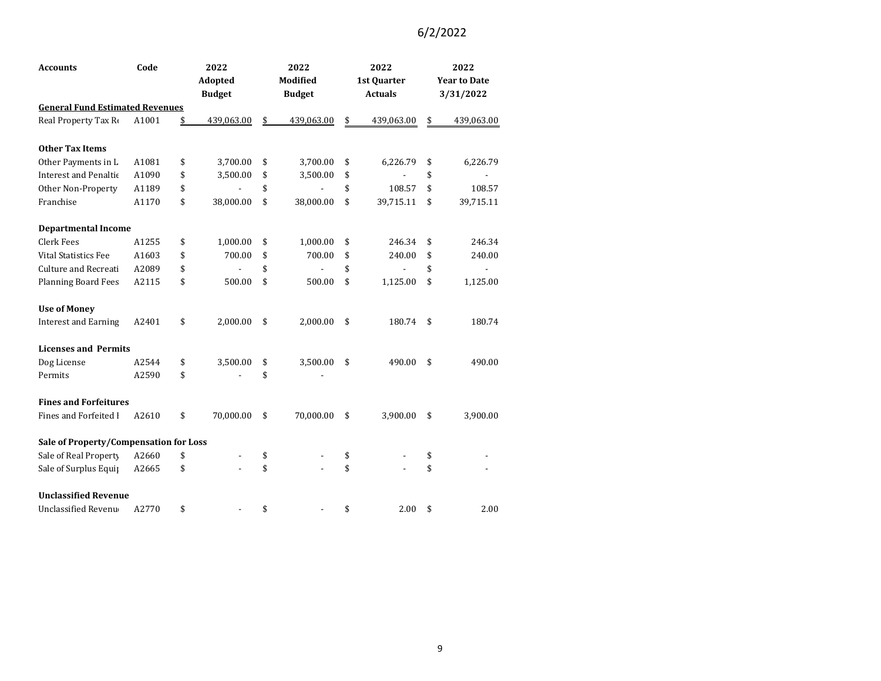6/2/2022

| Accounts | Code | 2022 Adopted Budget | 2022 Modified Budget | 2022 1st Quarter Actuals | 2022 Year to Date 3/31/2022 |
|---|---|---|---|---|---|
| **General Fund Estimated Revenues** | | | | | |
| Real Property Tax Re | A1001 | $ 439,063.00 | $ 439,063.00 | $ 439,063.00 | $ 439,063.00 |
| | | | | | |
| **Other Tax Items** | | | | | |
| Other Payments in L | A1081 | $ 3,700.00 | $ 3,700.00 | $ 6,226.79 | $ 6,226.79 |
| Interest and Penaltie | A1090 | $ 3,500.00 | $ 3,500.00 | $ - | $ - |
| Other Non-Property | A1189 | $ - | $ - | $ 108.57 | $ 108.57 |
| Franchise | A1170 | $ 38,000.00 | $ 38,000.00 | $ 39,715.11 | $ 39,715.11 |
| | | | | | |
| **Departmental Income** | | | | | |
| Clerk Fees | A1255 | $ 1,000.00 | $ 1,000.00 | $ 246.34 | $ 246.34 |
| Vital Statistics Fee | A1603 | $ 700.00 | $ 700.00 | $ 240.00 | $ 240.00 |
| Culture and Recreati | A2089 | $ - | $ - | $ - | $ - |
| Planning Board Fees | A2115 | $ 500.00 | $ 500.00 | $ 1,125.00 | $ 1,125.00 |
| | | | | | |
| **Use of Money** | | | | | |
| Interest and Earning | A2401 | $ 2,000.00 | $ 2,000.00 | $ 180.74 | $ 180.74 |
| | | | | | |
| **Licenses and Permits** | | | | | |
| Dog License | A2544 | $ 3,500.00 | $ 3,500.00 | $ 490.00 | $ 490.00 |
| Permits | A2590 | $ - | $ - | | |
| | | | | | |
| **Fines and Forfeitures** | | | | | |
| Fines and Forfeited I | A2610 | $ 70,000.00 | $ 70,000.00 | $ 3,900.00 | $ 3,900.00 |
| | | | | | |
| **Sale of Property/Compensation for Loss** | | | | | |
| Sale of Real Property | A2660 | $ - | $ - | $ - | $ - |
| Sale of Surplus Equip | A2665 | $ - | $ - | $ - | $ - |
| | | | | | |
| **Unclassified Revenue** | | | | | |
| Unclassified Revenu | A2770 | $ - | $ - | $ 2.00 | $ 2.00 |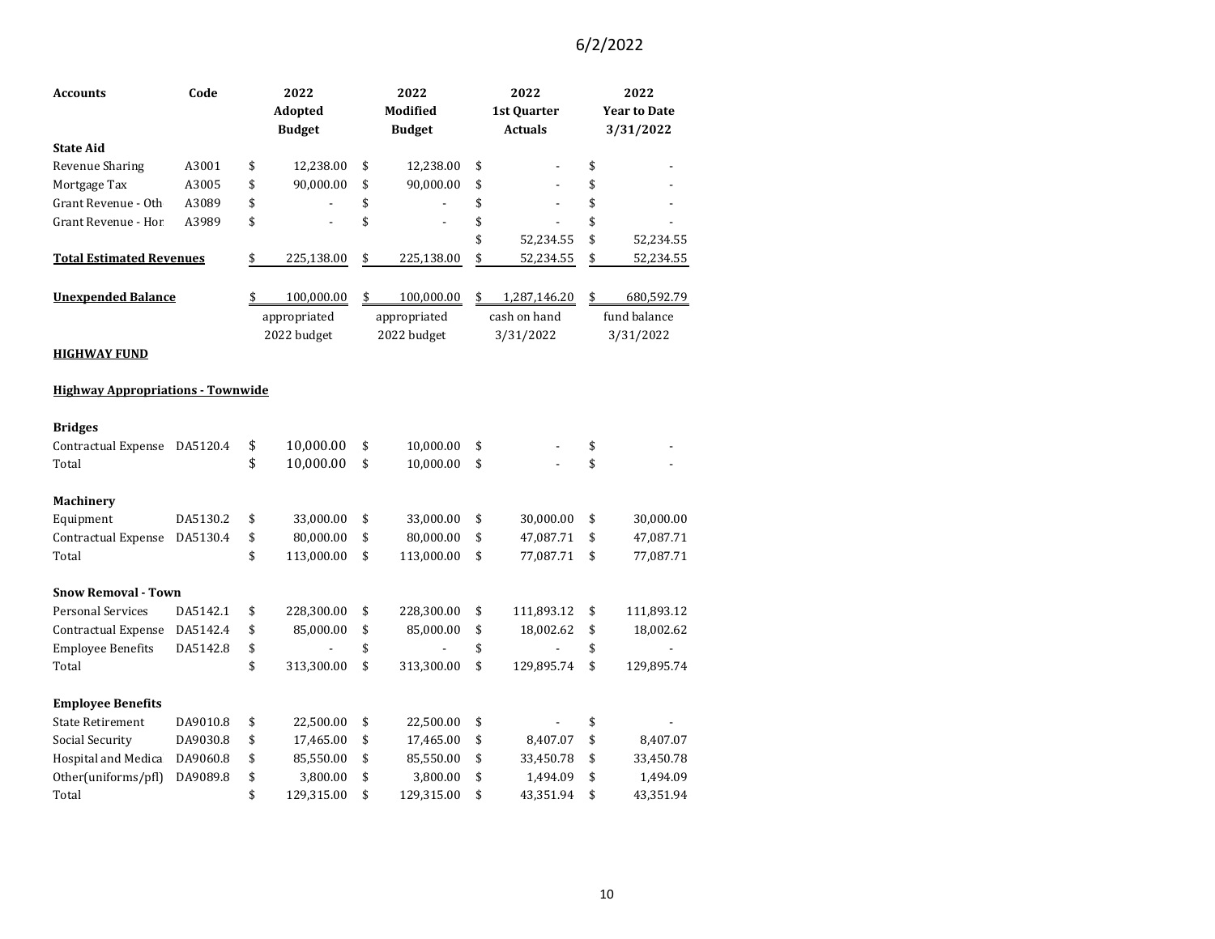6/2/2022

| Accounts | Code | 2022 Adopted Budget | 2022 Modified Budget | 2022 1st Quarter Actuals | 2022 Year to Date 3/31/2022 |
|---|---|---|---|---|---|
| **State Aid** | | | | | |
| Revenue Sharing | A3001 | $ 12,238.00 | $ 12,238.00 | $ - | $ - |
| Mortgage Tax | A3005 | $ 90,000.00 | $ 90,000.00 | $ - | $ - |
| Grant Revenue - Oth | A3089 | $ - | $ - | $ - | $ - |
| Grant Revenue - Hor | A3989 | $ - | $ - | $ - | $ - |
| | | | | $ 52,234.55 | $ 52,234.55 |
| **Total Estimated Revenues** | | $ 225,138.00 | $ 225,138.00 | $ 52,234.55 | $ 52,234.55 |
| | | | | | |
| **Unexpended Balance** | | $ 100,000.00 | $ 100,000.00 | $ 1,287,146.20 | $ 680,592.79 |
| | | appropriated 2022 budget | appropriated 2022 budget | cash on hand 3/31/2022 | fund balance 3/31/2022 |

**HIGHWAY FUND**

**Highway Appropriations - Townwide**

| Accounts | Code | 2022 Adopted Budget | 2022 Modified Budget | 2022 1st Quarter Actuals | 2022 Year to Date 3/31/2022 |
|---|---|---|---|---|---|
| **Bridges** | | | | | |
| Contractual Expense | DA5120.4 | $ 10,000.00 | $ 10,000.00 | $ - | $ - |
| Total | | $ 10,000.00 | $ 10,000.00 | $ - | $ - |
| **Machinery** | | | | | |
| Equipment | DA5130.2 | $ 33,000.00 | $ 33,000.00 | $ 30,000.00 | $ 30,000.00 |
| Contractual Expense | DA5130.4 | $ 80,000.00 | $ 80,000.00 | $ 47,087.71 | $ 47,087.71 |
| Total | | $ 113,000.00 | $ 113,000.00 | $ 77,087.71 | $ 77,087.71 |
| **Snow Removal - Town** | | | | | |
| Personal Services | DA5142.1 | $ 228,300.00 | $ 228,300.00 | $ 111,893.12 | $ 111,893.12 |
| Contractual Expense | DA5142.4 | $ 85,000.00 | $ 85,000.00 | $ 18,002.62 | $ 18,002.62 |
| Employee Benefits | DA5142.8 | $ - | $ - | $ - | $ - |
| Total | | $ 313,300.00 | $ 313,300.00 | $ 129,895.74 | $ 129,895.74 |
| **Employee Benefits** | | | | | |
| State Retirement | DA9010.8 | $ 22,500.00 | $ 22,500.00 | $ - | $ - |
| Social Security | DA9030.8 | $ 17,465.00 | $ 17,465.00 | $ 8,407.07 | $ 8,407.07 |
| Hospital and Medica | DA9060.8 | $ 85,550.00 | $ 85,550.00 | $ 33,450.78 | $ 33,450.78 |
| Other(uniforms/pfl) | DA9089.8 | $ 3,800.00 | $ 3,800.00 | $ 1,494.09 | $ 1,494.09 |
| Total | | $ 129,315.00 | $ 129,315.00 | $ 43,351.94 | $ 43,351.94 |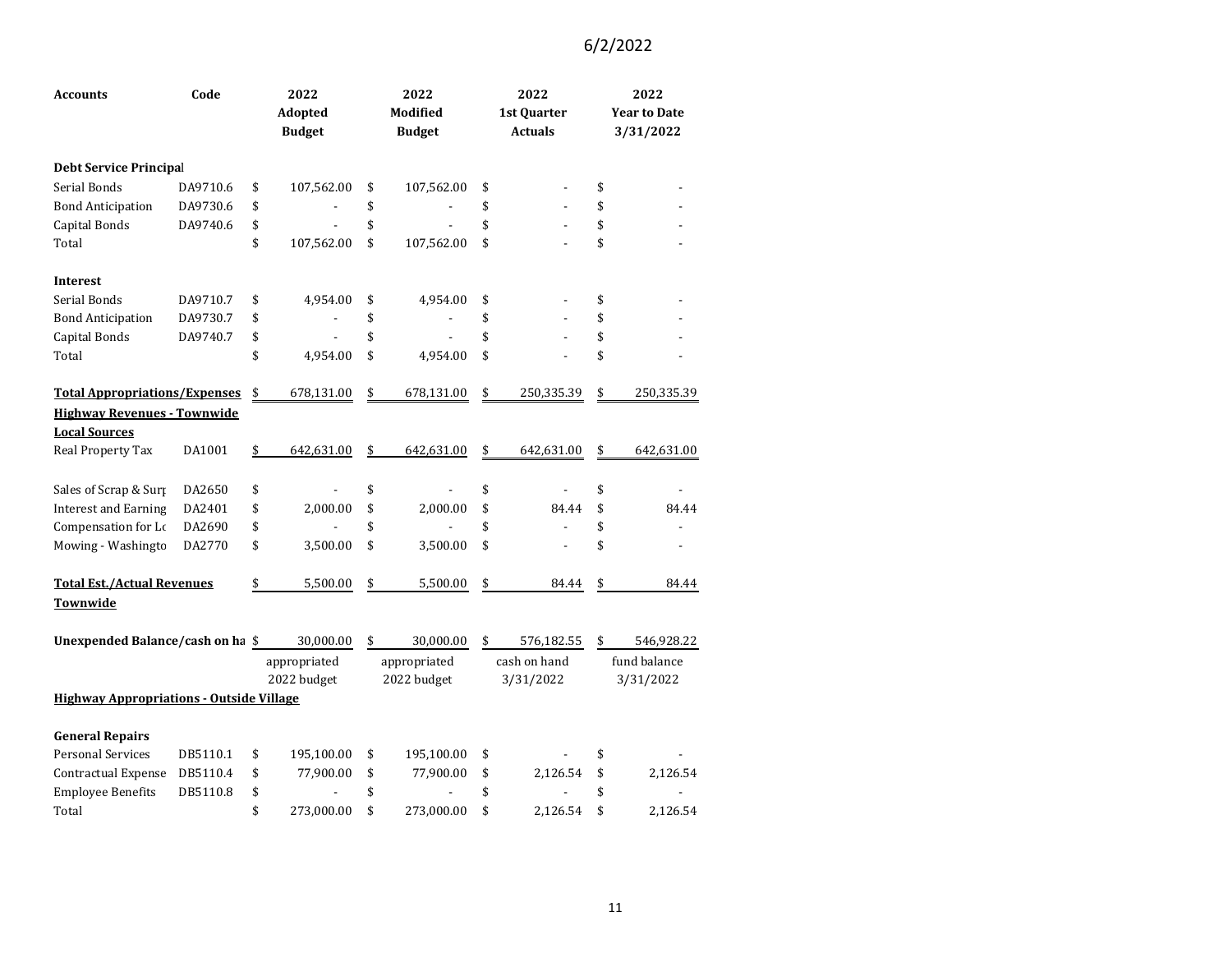6/2/2022

| Accounts | Code | 2022 Adopted Budget | 2022 Modified Budget | 2022 1st Quarter Actuals | 2022 Year to Date 3/31/2022 |
|---|---|---|---|---|---|
| **Debt Service Principal** | | | | | |
| Serial Bonds | DA9710.6 | $ 107,562.00 | $ 107,562.00 | $ - | $ - |
| Bond Anticipation | DA9730.6 | $ - | $ - | $ - | $ - |
| Capital Bonds | DA9740.6 | $ - | $ - | $ - | $ - |
| Total | | $ 107,562.00 | $ 107,562.00 | $ - | $ - |
| | | | | | |
| **Interest** | | | | | |
| Serial Bonds | DA9710.7 | $ 4,954.00 | $ 4,954.00 | $ - | $ - |
| Bond Anticipation | DA9730.7 | $ - | $ - | $ - | $ - |
| Capital Bonds | DA9740.7 | $ - | $ - | $ - | $ - |
| Total | | $ 4,954.00 | $ 4,954.00 | $ - | $ - |
| | | | | | |
| **Total Appropriations/Expenses** | | $ 678,131.00 | $ 678,131.00 | $ 250,335.39 | $ 250,335.39 |
| **Highway Revenues - Townwide** | | | | | |
| **Local Sources** | | | | | |
| Real Property Tax | DA1001 | $ 642,631.00 | $ 642,631.00 | $ 642,631.00 | $ 642,631.00 |
| | | | | | |
| Sales of Scrap & Surp | DA2650 | $ - | $ - | $ - | $ - |
| Interest and Earning | DA2401 | $ 2,000.00 | $ 2,000.00 | $ 84.44 | $ 84.44 |
| Compensation for Lo | DA2690 | $ - | $ - | $ - | $ - |
| Mowing - Washingto | DA2770 | $ 3,500.00 | $ 3,500.00 | $ - | $ - |
| | | | | | |
| **Total Est./Actual Revenues Townwide** | | $ 5,500.00 | $ 5,500.00 | $ 84.44 | $ 84.44 |
| | | | | | |
| **Unexpended Balance/cash on ha** | | $ 30,000.00 | $ 30,000.00 | $ 576,182.55 | $ 546,928.22 |
| | | appropriated 2022 budget | appropriated 2022 budget | cash on hand 3/31/2022 | fund balance 3/31/2022 |
| **Highway Appropriations - Outside Village** | | | | | |
| | | | | | |
| **General Repairs** | | | | | |
| Personal Services | DB5110.1 | $ 195,100.00 | $ 195,100.00 | $ - | $ - |
| Contractual Expense | DB5110.4 | $ 77,900.00 | $ 77,900.00 | $ 2,126.54 | $ 2,126.54 |
| Employee Benefits | DB5110.8 | $ - | $ - | $ - | $ - |
| Total | | $ 273,000.00 | $ 273,000.00 | $ 2,126.54 | $ 2,126.54 |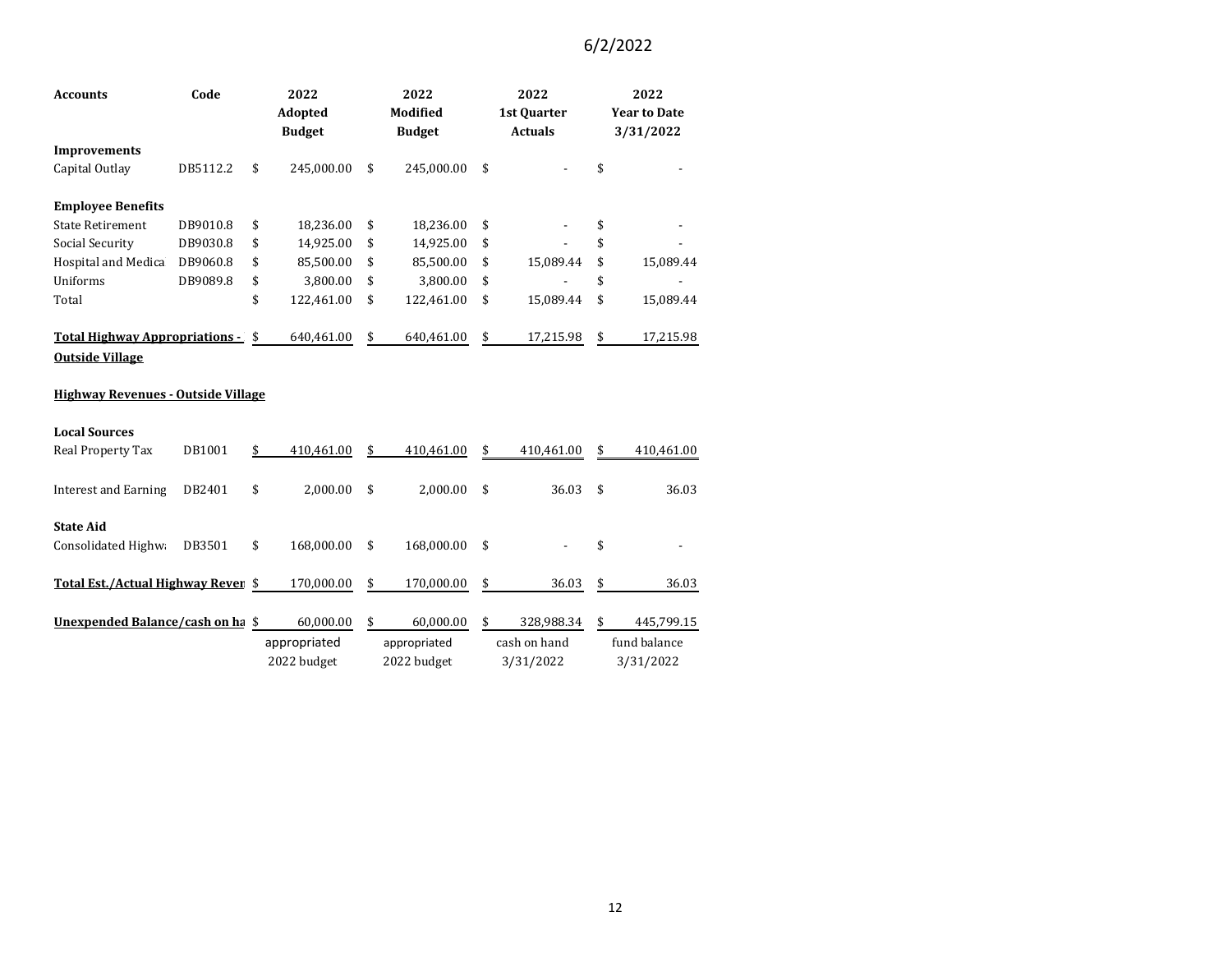6/2/2022

| Accounts | Code | 2022 Adopted Budget | 2022 Modified Budget | 2022 1st Quarter Actuals | 2022 Year to Date 3/31/2022 |
|---|---|---|---|---|---|
| **Improvements** | | | | | |
| Capital Outlay | DB5112.2 | $ 245,000.00 | $ 245,000.00 | $ - | $ - |
| | | | | | |
| **Employee Benefits** | | | | | |
| State Retirement | DB9010.8 | $ 18,236.00 | $ 18,236.00 | $ - | $ - |
| Social Security | DB9030.8 | $ 14,925.00 | $ 14,925.00 | $ - | $ - |
| Hospital and Medica | DB9060.8 | $ 85,500.00 | $ 85,500.00 | $ 15,089.44 | $ 15,089.44 |
| Uniforms | DB9089.8 | $ 3,800.00 | $ 3,800.00 | $ - | $ - |
| Total | | $ 122,461.00 | $ 122,461.00 | $ 15,089.44 | $ 15,089.44 |
| | | | | | |
| **Total Highway Appropriations - Outside Village** | | $ 640,461.00 | $ 640,461.00 | $ 17,215.98 | $ 17,215.98 |
| | | | | | |
| **Highway Revenues - Outside Village** | | | | | |
| | | | | | |
| **Local Sources** | | | | | |
| Real Property Tax | DB1001 | $ 410,461.00 | $ 410,461.00 | $ 410,461.00 | $ 410,461.00 |
| | | | | | |
| Interest and Earning | DB2401 | $ 2,000.00 | $ 2,000.00 | $ 36.03 | $ 36.03 |
| | | | | | |
| **State Aid** | | | | | |
| Consolidated Highw | DB3501 | $ 168,000.00 | $ 168,000.00 | $ - | $ - |
| | | | | | |
| **Total Est./Actual Highway Reven** | | $ 170,000.00 | $ 170,000.00 | $ 36.03 | $ 36.03 |
| | | | | | |
| **Unexpended Balance/cash on ha** | | $ 60,000.00 | $ 60,000.00 | $ 328,988.34 | $ 445,799.15 |
| | | appropriated 2022 budget | appropriated 2022 budget | cash on hand 3/31/2022 | fund balance 3/31/2022 |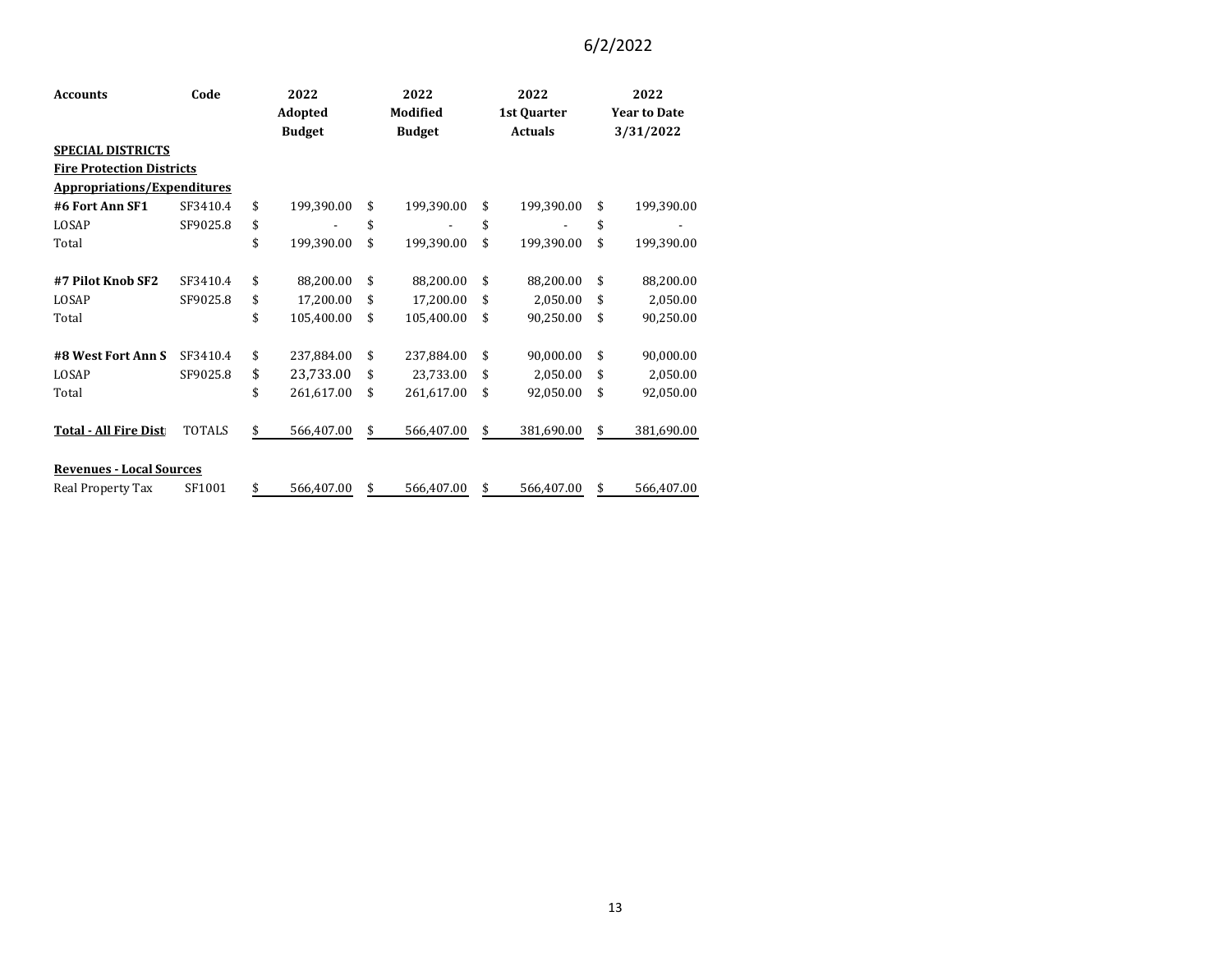6/2/2022

| Accounts | Code | 2022 Adopted Budget | 2022 Modified Budget | 2022 1st Quarter Actuals | 2022 Year to Date 3/31/2022 |
|---|---|---|---|---|---|
| **SPECIAL DISTRICTS** | | | | | |
| **Fire Protection Districts** | | | | | |
| **Appropriations/Expenditures** | | | | | |
| **#6 Fort Ann SF1** | SF3410.4 | $ 199,390.00 | $ 199,390.00 | $ 199,390.00 | $ 199,390.00 |
| LOSAP | SF9025.8 | $ - | $ - | $ - | $ - |
| Total | | $ 199,390.00 | $ 199,390.00 | $ 199,390.00 | $ 199,390.00 |
| | | | | | |
| **#7 Pilot Knob SF2** | SF3410.4 | $ 88,200.00 | $ 88,200.00 | $ 88,200.00 | $ 88,200.00 |
| LOSAP | SF9025.8 | $ 17,200.00 | $ 17,200.00 | $ 2,050.00 | $ 2,050.00 |
| Total | | $ 105,400.00 | $ 105,400.00 | $ 90,250.00 | $ 90,250.00 |
| | | | | | |
| **#8 West Fort Ann S** | SF3410.4 | $ 237,884.00 | $ 237,884.00 | $ 90,000.00 | $ 90,000.00 |
| LOSAP | SF9025.8 | $ 23,733.00 | $ 23,733.00 | $ 2,050.00 | $ 2,050.00 |
| Total | | $ 261,617.00 | $ 261,617.00 | $ 92,050.00 | $ 92,050.00 |
| | | | | | |
| **Total - All Fire Dist** | TOTALS | $ 566,407.00 | $ 566,407.00 | $ 381,690.00 | $ 381,690.00 |
| | | | | | |
| **Revenues - Local Sources** | | | | | |
| Real Property Tax | SF1001 | $ 566,407.00 | $ 566,407.00 | $ 566,407.00 | $ 566,407.00 |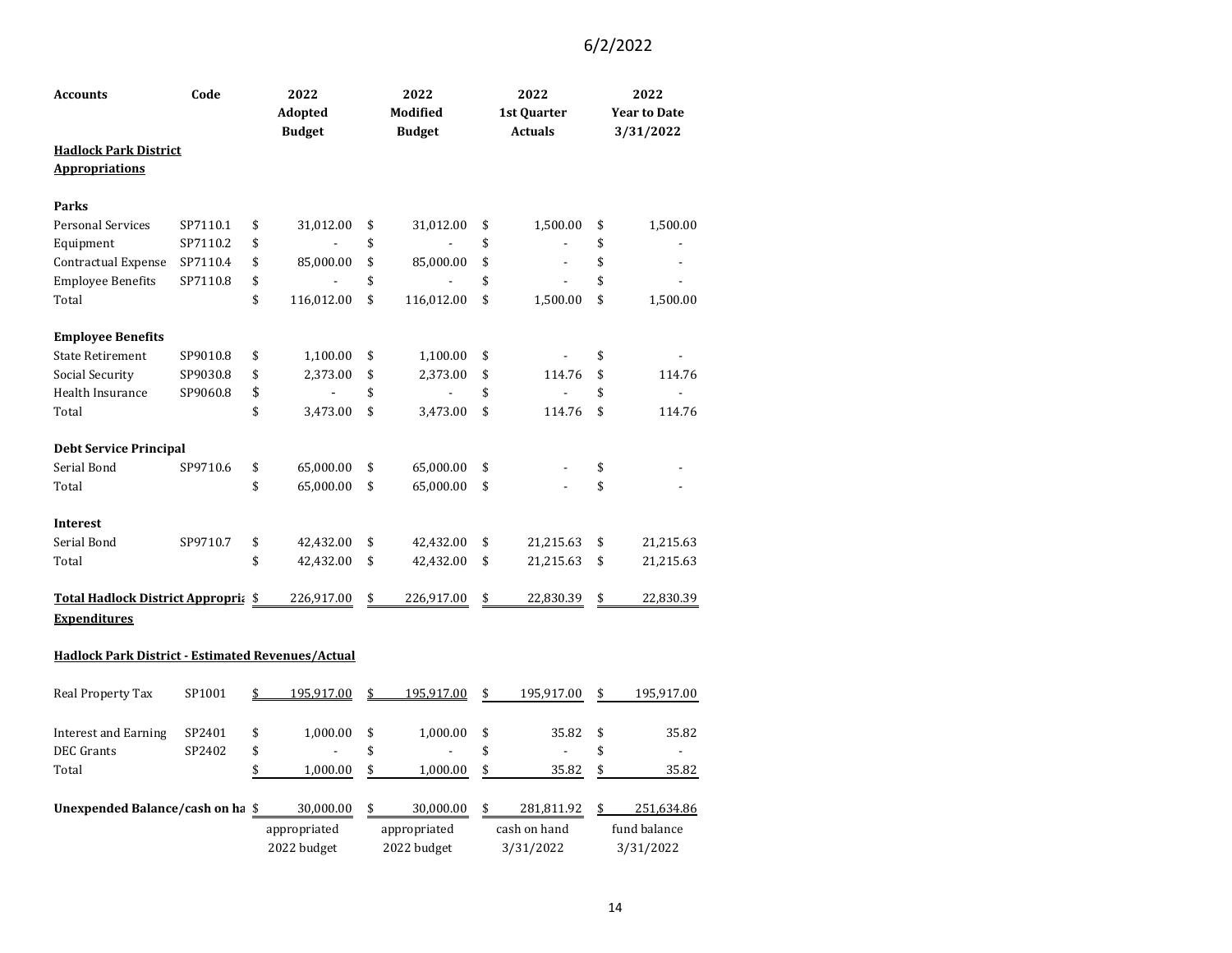6/2/2022

| Accounts | Code | 2022 Adopted Budget | 2022 Modified Budget | 2022 1st Quarter Actuals | 2022 Year to Date 3/31/2022 |
|---|---|---|---|---|---|
| **Hadlock Park District** | | | | | |
| **Appropriations** | | | | | |
| | | | | | |
| **Parks** | | | | | |
| Personal Services | SP7110.1 | $ 31,012.00 | $ 31,012.00 | $ 1,500.00 | $ 1,500.00 |
| Equipment | SP7110.2 | $ - | $ - | $ - | $ - |
| Contractual Expense | SP7110.4 | $ 85,000.00 | $ 85,000.00 | $ - | $ - |
| Employee Benefits | SP7110.8 | $ - | $ - | $ - | $ - |
| Total | | $ 116,012.00 | $ 116,012.00 | $ 1,500.00 | $ 1,500.00 |
| | | | | | |
| **Employee Benefits** | | | | | |
| State Retirement | SP9010.8 | $ 1,100.00 | $ 1,100.00 | $ - | $ - |
| Social Security | SP9030.8 | $ 2,373.00 | $ 2,373.00 | $ 114.76 | $ 114.76 |
| Health Insurance | SP9060.8 | $ - | $ - | $ - | $ - |
| Total | | $ 3,473.00 | $ 3,473.00 | $ 114.76 | $ 114.76 |
| | | | | | |
| **Debt Service Principal** | | | | | |
| Serial Bond | SP9710.6 | $ 65,000.00 | $ 65,000.00 | $ - | $ - |
| Total | | $ 65,000.00 | $ 65,000.00 | $ - | $ - |
| | | | | | |
| **Interest** | | | | | |
| Serial Bond | SP9710.7 | $ 42,432.00 | $ 42,432.00 | $ 21,215.63 | $ 21,215.63 |
| Total | | $ 42,432.00 | $ 42,432.00 | $ 21,215.63 | $ 21,215.63 |
| | | | | | |
| **Total Hadlock District Appropria** | | $ 226,917.00 | $ 226,917.00 | $ 22,830.39 | $ 22,830.39 |
| **Expenditures** | | | | | |
| | | | | | |
| **Hadlock Park District - Estimated Revenues/Actual** | | | | | |
| | | | | | |
| Real Property Tax | SP1001 | $ 195,917.00 | $ 195,917.00 | $ 195,917.00 | $ 195,917.00 |
| | | | | | |
| Interest and Earning | SP2401 | $ 1,000.00 | $ 1,000.00 | $ 35.82 | $ 35.82 |
| DEC Grants | SP2402 | $ - | $ - | $ - | $ - |
| Total | | $ 1,000.00 | $ 1,000.00 | $ 35.82 | $ 35.82 |
| | | | | | |
| **Unexpended Balance/cash on ha** | | $ 30,000.00 | $ 30,000.00 | $ 281,811.92 | $ 251,634.86 |
| | | appropriated 2022 budget | appropriated 2022 budget | cash on hand 3/31/2022 | fund balance 3/31/2022 |